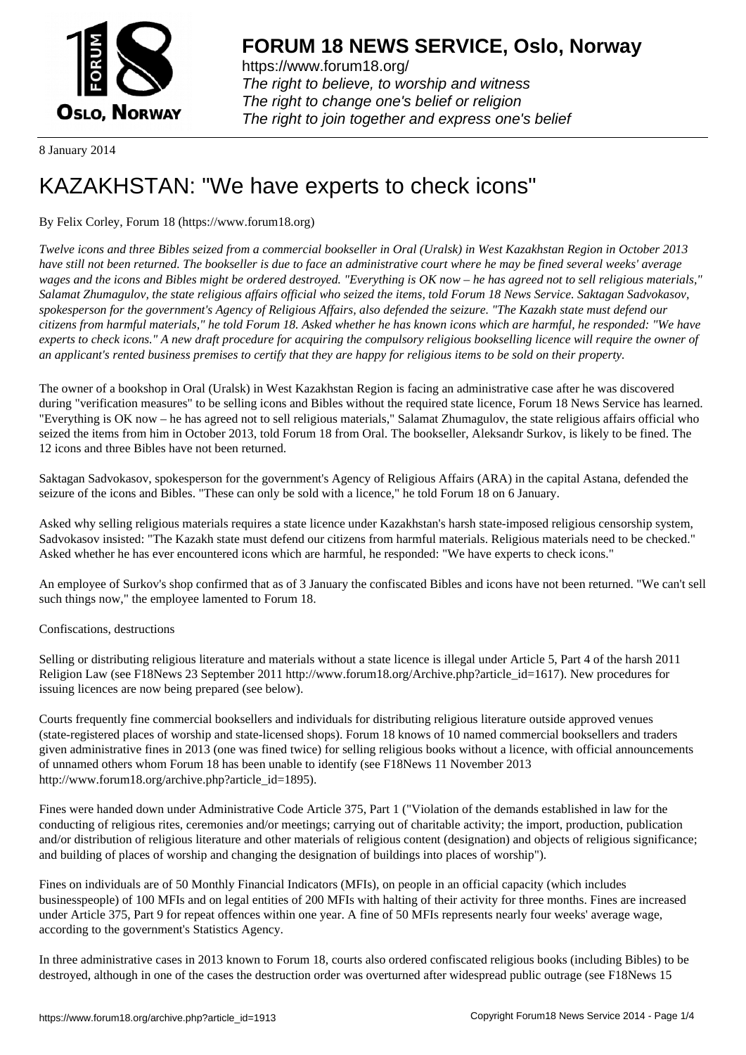# FORUM 18 NEWS SERVICE, Oslo, Norway

https://www.forum18.org/
*The right to believe, to worship and witness*
*The right to change one's belief or religion*
*The right to join together and express one's belief*

8 January 2014

# KAZAKHSTAN: "We have experts to check icons"

By Felix Corley, Forum 18 (https://www.forum18.org)

*Twelve icons and three Bibles seized from a commercial bookseller in Oral (Uralsk) in West Kazakhstan Region in October 2013 have still not been returned. The bookseller is due to face an administrative court where he may be fined several weeks' average wages and the icons and Bibles might be ordered destroyed. "Everything is OK now – he has agreed not to sell religious materials," Salamat Zhumagulov, the state religious affairs official who seized the items, told Forum 18 News Service. Saktagan Sadvokasov, spokesperson for the government's Agency of Religious Affairs, also defended the seizure. "The Kazakh state must defend our citizens from harmful materials," he told Forum 18. Asked whether he has known icons which are harmful, he responded: "We have experts to check icons." A new draft procedure for acquiring the compulsory religious bookselling licence will require the owner of an applicant's rented business premises to certify that they are happy for religious items to be sold on their property.*

The owner of a bookshop in Oral (Uralsk) in West Kazakhstan Region is facing an administrative case after he was discovered during "verification measures" to be selling icons and Bibles without the required state licence, Forum 18 News Service has learned. "Everything is OK now – he has agreed not to sell religious materials," Salamat Zhumagulov, the state religious affairs official who seized the items from him in October 2013, told Forum 18 from Oral. The bookseller, Aleksandr Surkov, is likely to be fined. The 12 icons and three Bibles have not been returned.

Saktagan Sadvokasov, spokesperson for the government's Agency of Religious Affairs (ARA) in the capital Astana, defended the seizure of the icons and Bibles. "These can only be sold with a licence," he told Forum 18 on 6 January.

Asked why selling religious materials requires a state licence under Kazakhstan's harsh state-imposed religious censorship system, Sadvokasov insisted: "The Kazakh state must defend our citizens from harmful materials. Religious materials need to be checked." Asked whether he has ever encountered icons which are harmful, he responded: "We have experts to check icons."

An employee of Surkov's shop confirmed that as of 3 January the confiscated Bibles and icons have not been returned. "We can't sell such things now," the employee lamented to Forum 18.

Confiscations, destructions

Selling or distributing religious literature and materials without a state licence is illegal under Article 5, Part 4 of the harsh 2011 Religion Law (see F18News 23 September 2011 http://www.forum18.org/Archive.php?article_id=1617). New procedures for issuing licences are now being prepared (see below).

Courts frequently fine commercial booksellers and individuals for distributing religious literature outside approved venues (state-registered places of worship and state-licensed shops). Forum 18 knows of 10 named commercial booksellers and traders given administrative fines in 2013 (one was fined twice) for selling religious books without a licence, with official announcements of unnamed others whom Forum 18 has been unable to identify (see F18News 11 November 2013 http://www.forum18.org/archive.php?article_id=1895).

Fines were handed down under Administrative Code Article 375, Part 1 ("Violation of the demands established in law for the conducting of religious rites, ceremonies and/or meetings; carrying out of charitable activity; the import, production, publication and/or distribution of religious literature and other materials of religious content (designation) and objects of religious significance; and building of places of worship and changing the designation of buildings into places of worship").

Fines on individuals are of 50 Monthly Financial Indicators (MFIs), on people in an official capacity (which includes businesspeople) of 100 MFIs and on legal entities of 200 MFIs with halting of their activity for three months. Fines are increased under Article 375, Part 9 for repeat offences within one year. A fine of 50 MFIs represents nearly four weeks' average wage, according to the government's Statistics Agency.

In three administrative cases in 2013 known to Forum 18, courts also ordered confiscated religious books (including Bibles) to be destroyed, although in one of the cases the destruction order was overturned after widespread public outrage (see F18News 15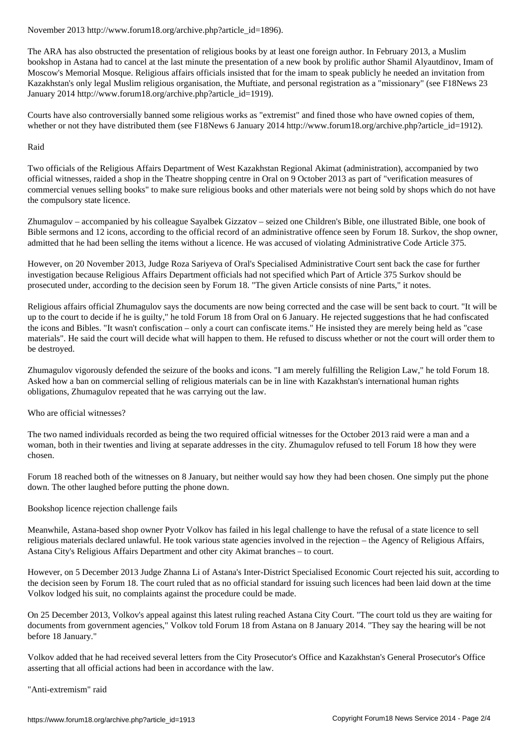November 2013 http://www.forum18.org/archive.php?article_id=1896).

The ARA has also obstructed the presentation of religious books by at least one foreign author. In February 2013, a Muslim bookshop in Astana had to cancel at the last minute the presentation of a new book by prolific author Shamil Alyautdinov, Imam of Moscow's Memorial Mosque. Religious affairs officials insisted that for the imam to speak publicly he needed an invitation from Kazakhstan's only legal Muslim religious organisation, the Muftiate, and personal registration as a "missionary" (see F18News 23 January 2014 http://www.forum18.org/archive.php?article_id=1919).

Courts have also controversially banned some religious works as "extremist" and fined those who have owned copies of them, whether or not they have distributed them (see F18News 6 January 2014 http://www.forum18.org/archive.php?article_id=1912).

## Raid

Two officials of the Religious Affairs Department of West Kazakhstan Regional Akimat (administration), accompanied by two official witnesses, raided a shop in the Theatre shopping centre in Oral on 9 October 2013 as part of "verification measures of commercial venues selling books" to make sure religious books and other materials were not being sold by shops which do not have the compulsory state licence.

Zhumagulov – accompanied by his colleague Sayalbek Gizzatov – seized one Children's Bible, one illustrated Bible, one book of Bible sermons and 12 icons, according to the official record of an administrative offence seen by Forum 18. Surkov, the shop owner, admitted that he had been selling the items without a licence. He was accused of violating Administrative Code Article 375.

However, on 20 November 2013, Judge Roza Sariyeva of Oral's Specialised Administrative Court sent back the case for further investigation because Religious Affairs Department officials had not specified which Part of Article 375 Surkov should be prosecuted under, according to the decision seen by Forum 18. "The given Article consists of nine Parts," it notes.

Religious affairs official Zhumagulov says the documents are now being corrected and the case will be sent back to court. "It will be up to the court to decide if he is guilty," he told Forum 18 from Oral on 6 January. He rejected suggestions that he had confiscated the icons and Bibles. "It wasn't confiscation – only a court can confiscate items." He insisted they are merely being held as "case materials". He said the court will decide what will happen to them. He refused to discuss whether or not the court will order them to be destroyed.

Zhumagulov vigorously defended the seizure of the books and icons. "I am merely fulfilling the Religion Law," he told Forum 18. Asked how a ban on commercial selling of religious materials can be in line with Kazakhstan's international human rights obligations, Zhumagulov repeated that he was carrying out the law.

## Who are official witnesses?

The two named individuals recorded as being the two required official witnesses for the October 2013 raid were a man and a woman, both in their twenties and living at separate addresses in the city. Zhumagulov refused to tell Forum 18 how they were chosen.

Forum 18 reached both of the witnesses on 8 January, but neither would say how they had been chosen. One simply put the phone down. The other laughed before putting the phone down.

## Bookshop licence rejection challenge fails

Meanwhile, Astana-based shop owner Pyotr Volkov has failed in his legal challenge to have the refusal of a state licence to sell religious materials declared unlawful. He took various state agencies involved in the rejection – the Agency of Religious Affairs, Astana City's Religious Affairs Department and other city Akimat branches – to court.

However, on 5 December 2013 Judge Zhanna Li of Astana's Inter-District Specialised Economic Court rejected his suit, according to the decision seen by Forum 18. The court ruled that as no official standard for issuing such licences had been laid down at the time Volkov lodged his suit, no complaints against the procedure could be made.

On 25 December 2013, Volkov's appeal against this latest ruling reached Astana City Court. "The court told us they are waiting for documents from government agencies," Volkov told Forum 18 from Astana on 8 January 2014. "They say the hearing will be not before 18 January."

Volkov added that he had received several letters from the City Prosecutor's Office and Kazakhstan's General Prosecutor's Office asserting that all official actions had been in accordance with the law.

## "Anti-extremism" raid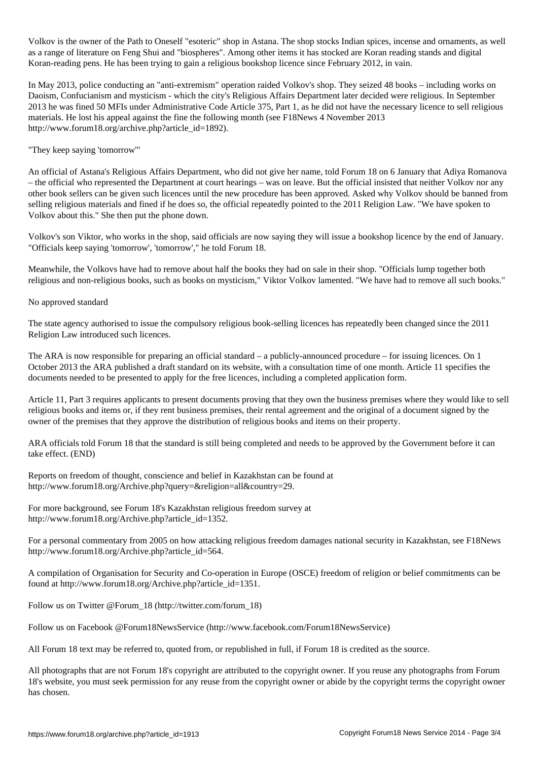Volkov is the owner of the Path to Oneself "esoteric" shop in Astana. The shop stocks Indian spices, incense and ornaments, as well as a range of literature on Feng Shui and "biospheres". Among other items it has stocked are Koran reading stands and digital Koran-reading pens. He has been trying to gain a religious bookshop licence since February 2012, in vain.

In May 2013, police conducting an "anti-extremism" operation raided Volkov's shop. They seized 48 books – including works on Daoism, Confucianism and mysticism - which the city's Religious Affairs Department later decided were religious. In September 2013 he was fined 50 MFIs under Administrative Code Article 375, Part 1, as he did not have the necessary licence to sell religious materials. He lost his appeal against the fine the following month (see F18News 4 November 2013 http://www.forum18.org/archive.php?article_id=1892).

"They keep saying 'tomorrow'"

An official of Astana's Religious Affairs Department, who did not give her name, told Forum 18 on 6 January that Adiya Romanova – the official who represented the Department at court hearings – was on leave. But the official insisted that neither Volkov nor any other book sellers can be given such licences until the new procedure has been approved. Asked why Volkov should be banned from selling religious materials and fined if he does so, the official repeatedly pointed to the 2011 Religion Law. "We have spoken to Volkov about this." She then put the phone down.

Volkov's son Viktor, who works in the shop, said officials are now saying they will issue a bookshop licence by the end of January. "Officials keep saying 'tomorrow', 'tomorrow'," he told Forum 18.

Meanwhile, the Volkovs have had to remove about half the books they had on sale in their shop. "Officials lump together both religious and non-religious books, such as books on mysticism," Viktor Volkov lamented. "We have had to remove all such books."

No approved standard

The state agency authorised to issue the compulsory religious book-selling licences has repeatedly been changed since the 2011 Religion Law introduced such licences.

The ARA is now responsible for preparing an official standard – a publicly-announced procedure – for issuing licences. On 1 October 2013 the ARA published a draft standard on its website, with a consultation time of one month. Article 11 specifies the documents needed to be presented to apply for the free licences, including a completed application form.

Article 11, Part 3 requires applicants to present documents proving that they own the business premises where they would like to sell religious books and items or, if they rent business premises, their rental agreement and the original of a document signed by the owner of the premises that they approve the distribution of religious books and items on their property.

ARA officials told Forum 18 that the standard is still being completed and needs to be approved by the Government before it can take effect. (END)

Reports on freedom of thought, conscience and belief in Kazakhstan can be found at http://www.forum18.org/Archive.php?query=&religion=all&country=29.

For more background, see Forum 18's Kazakhstan religious freedom survey at http://www.forum18.org/Archive.php?article_id=1352.

For a personal commentary from 2005 on how attacking religious freedom damages national security in Kazakhstan, see F18News http://www.forum18.org/Archive.php?article_id=564.

A compilation of Organisation for Security and Co-operation in Europe (OSCE) freedom of religion or belief commitments can be found at http://www.forum18.org/Archive.php?article_id=1351.

Follow us on Twitter @Forum_18 (http://twitter.com/forum_18)

Follow us on Facebook @Forum18NewsService (http://www.facebook.com/Forum18NewsService)

All Forum 18 text may be referred to, quoted from, or republished in full, if Forum 18 is credited as the source.

All photographs that are not Forum 18's copyright are attributed to the copyright owner. If you reuse any photographs from Forum 18's website, you must seek permission for any reuse from the copyright owner or abide by the copyright terms the copyright owner has chosen.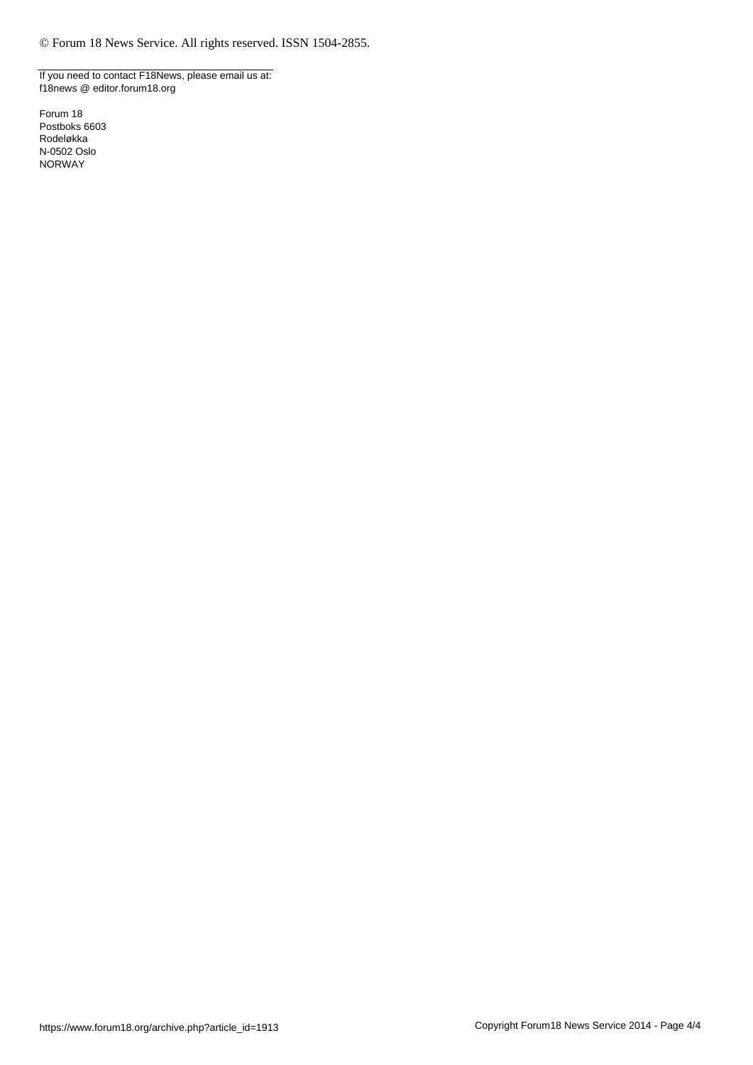© Forum 18 News Service. All rights reserved. ISSN 1504-2855.

If you need to contact F18News, please email us at:
f18news @ editor.forum18.org

Forum 18
Postboks 6603
Rodeløkka
N-0502 Oslo
NORWAY